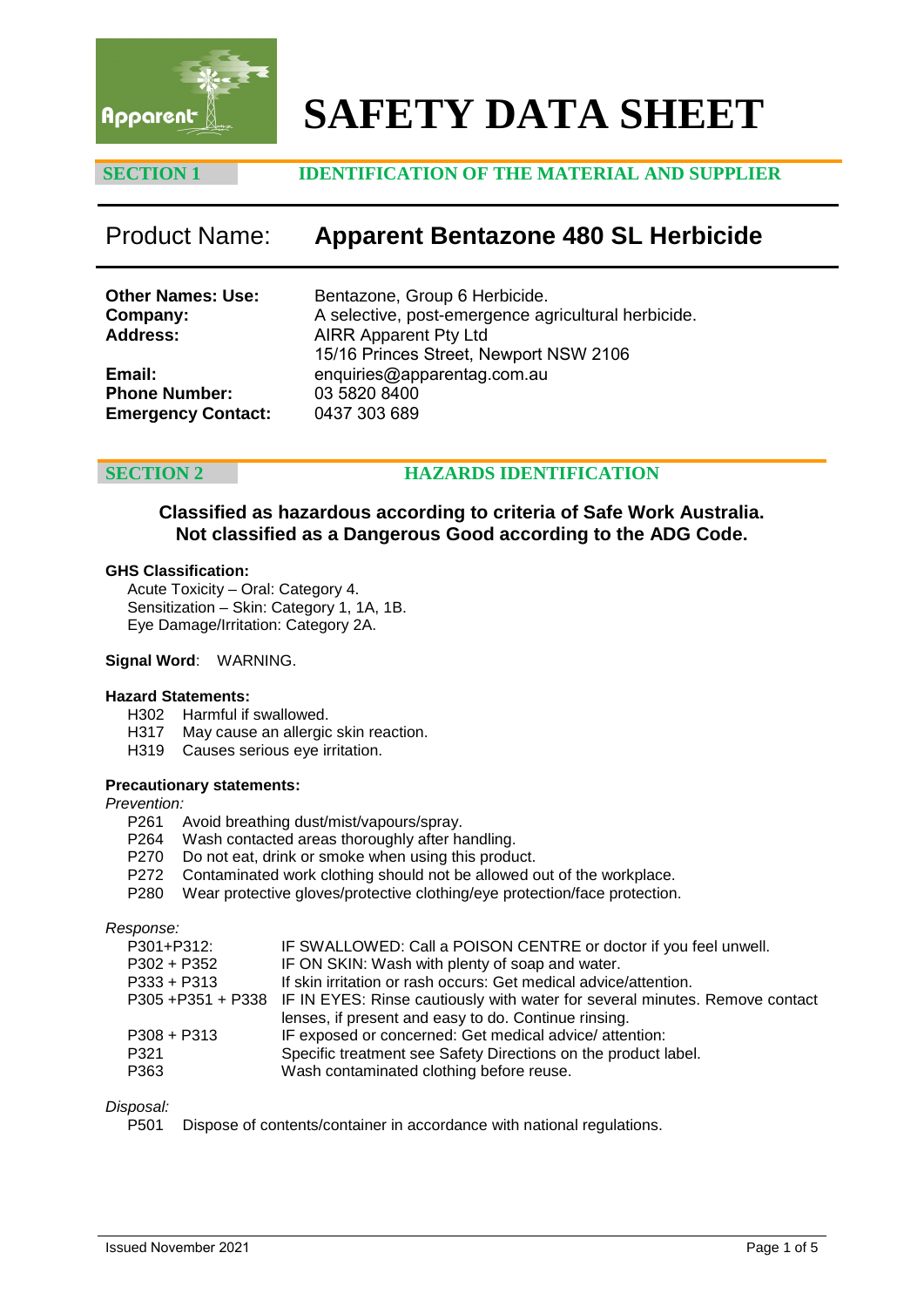# SAFETY DATA SHEET

## SECTION 1 IDENTIFICATION OF THE MATERIAL AND SUPPLIER

## Product Name: Apparent Bentazone 480 SL Herbicide

**Other Names: Use:** Bentazone, Group 6 Herbicide.
**Company:** A selective, post-emergence agricultural herbicide.
**Address:** AIRR Apparent Pty Ltd
15/16 Princes Street, Newport NSW 2106
**Email:** enquiries@apparentag.com.au
**Phone Number:** 03 5820 8400
**Emergency Contact:** 0437 303 689

## SECTION 2 HAZARDS IDENTIFICATION

**Classified as hazardous according to criteria of Safe Work Australia.**
**Not classified as a Dangerous Good according to the ADG Code.**

**GHS Classification:**

Acute Toxicity – Oral: Category 4.
Sensitization – Skin: Category 1, 1A, 1B.
Eye Damage/Irritation: Category 2A.

**Signal Word**: WARNING.

**Hazard Statements:**

H302 Harmful if swallowed.
H317 May cause an allergic skin reaction.
H319 Causes serious eye irritation.

**Precautionary statements:**

*Prevention:*

P261 Avoid breathing dust/mist/vapours/spray.
P264 Wash contacted areas thoroughly after handling.
P270 Do not eat, drink or smoke when using this product.
P272 Contaminated work clothing should not be allowed out of the workplace.
P280 Wear protective gloves/protective clothing/eye protection/face protection.

*Response:*

P301+P312: IF SWALLOWED: Call a POISON CENTRE or doctor if you feel unwell.
P302 + P352 IF ON SKIN: Wash with plenty of soap and water.
P333 + P313 If skin irritation or rash occurs: Get medical advice/attention.
P305 +P351 + P338 IF IN EYES: Rinse cautiously with water for several minutes. Remove contact lenses, if present and easy to do. Continue rinsing.
P308 + P313 IF exposed or concerned: Get medical advice/ attention:
P321 Specific treatment see Safety Directions on the product label.
P363 Wash contaminated clothing before reuse.

*Disposal:*

P501 Dispose of contents/container in accordance with national regulations.

Issued November 2021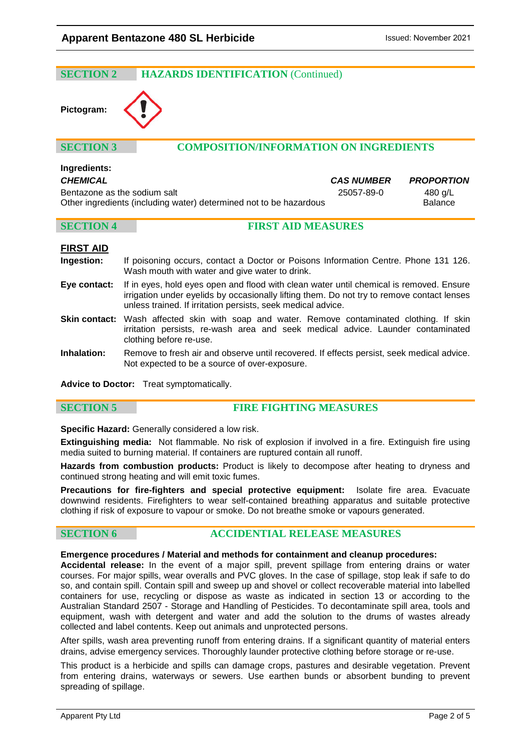## SECTION 2 HAZARDS IDENTIFICATION (Continued)

**Pictogram:**

## SECTION 3 COMPOSITION/INFORMATION ON INGREDIENTS

**Ingredients:**

| *CHEMICAL* | *CAS NUMBER* | *PROPORTION* |
|---|---|---|
| Bentazone as the sodium salt | 25057-89-0 | 480 g/L |
| Other ingredients (including water) determined not to be hazardous | | Balance |

## SECTION 4 FIRST AID MEASURES

**FIRST AID**

**Ingestion:** If poisoning occurs, contact a Doctor or Poisons Information Centre. Phone 131 126. Wash mouth with water and give water to drink.

**Eye contact:** If in eyes, hold eyes open and flood with clean water until chemical is removed. Ensure irrigation under eyelids by occasionally lifting them. Do not try to remove contact lenses unless trained. If irritation persists, seek medical advice.

**Skin contact:** Wash affected skin with soap and water. Remove contaminated clothing. If skin irritation persists, re-wash area and seek medical advice. Launder contaminated clothing before re-use.

**Inhalation:** Remove to fresh air and observe until recovered. If effects persist, seek medical advice. Not expected to be a source of over-exposure.

**Advice to Doctor:** Treat symptomatically.

## SECTION 5 FIRE FIGHTING MEASURES

**Specific Hazard:** Generally considered a low risk.

**Extinguishing media:** Not flammable. No risk of explosion if involved in a fire. Extinguish fire using media suited to burning material. If containers are ruptured contain all runoff.

**Hazards from combustion products:** Product is likely to decompose after heating to dryness and continued strong heating and will emit toxic fumes.

**Precautions for fire-fighters and special protective equipment:** Isolate fire area. Evacuate downwind residents. Firefighters to wear self-contained breathing apparatus and suitable protective clothing if risk of exposure to vapour or smoke. Do not breathe smoke or vapours generated.

## SECTION 6 ACCIDENTAL RELEASE MEASURES

**Emergence procedures / Material and methods for containment and cleanup procedures:**

**Accidental release:** In the event of a major spill, prevent spillage from entering drains or water courses. For major spills, wear overalls and PVC gloves. In the case of spillage, stop leak if safe to do so, and contain spill. Contain spill and sweep up and shovel or collect recoverable material into labelled containers for use, recycling or dispose as waste as indicated in section 13 or according to the Australian Standard 2507 - Storage and Handling of Pesticides. To decontaminate spill area, tools and equipment, wash with detergent and water and add the solution to the drums of wastes already collected and label contents. Keep out animals and unprotected persons.

After spills, wash area preventing runoff from entering drains. If a significant quantity of material enters drains, advise emergency services. Thoroughly launder protective clothing before storage or re-use.

This product is a herbicide and spills can damage crops, pastures and desirable vegetation. Prevent from entering drains, waterways or sewers. Use earthen bunds or absorbent bunding to prevent spreading of spillage.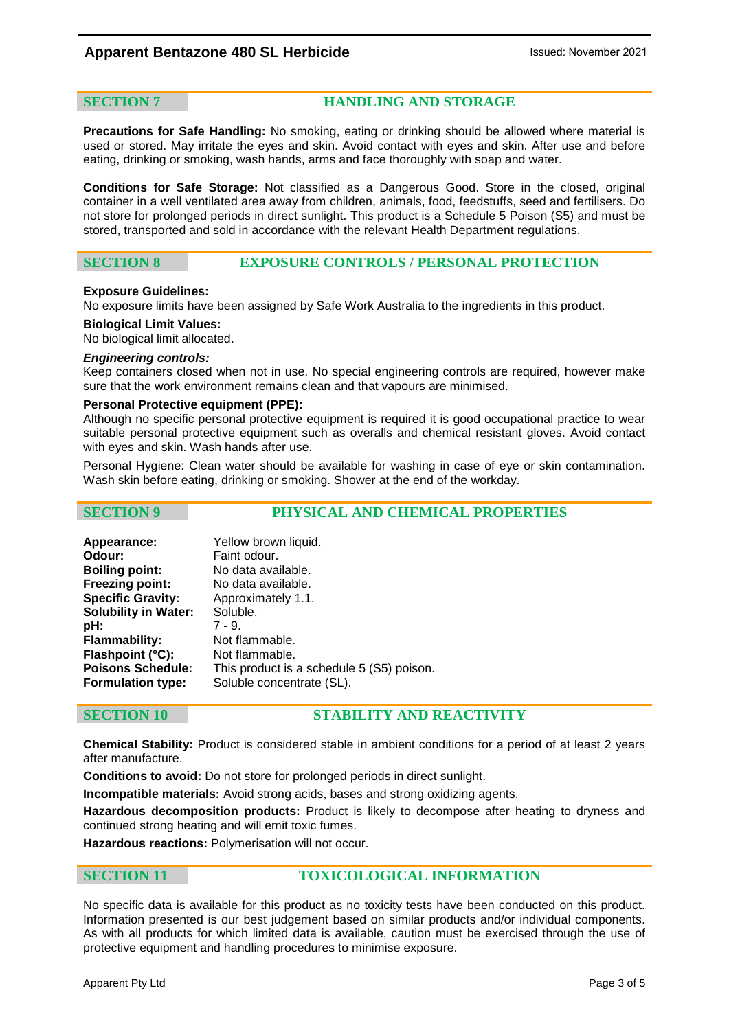## SECTION 7 HANDLING AND STORAGE

**Precautions for Safe Handling:** No smoking, eating or drinking should be allowed where material is used or stored. May irritate the eyes and skin. Avoid contact with eyes and skin. After use and before eating, drinking or smoking, wash hands, arms and face thoroughly with soap and water.

**Conditions for Safe Storage:** Not classified as a Dangerous Good. Store in the closed, original container in a well ventilated area away from children, animals, food, feedstuffs, seed and fertilisers. Do not store for prolonged periods in direct sunlight. This product is a Schedule 5 Poison (S5) and must be stored, transported and sold in accordance with the relevant Health Department regulations.

## SECTION 8 EXPOSURE CONTROLS / PERSONAL PROTECTION

**Exposure Guidelines:**
No exposure limits have been assigned by Safe Work Australia to the ingredients in this product.

**Biological Limit Values:**
No biological limit allocated.

***Engineering controls:***
Keep containers closed when not in use. No special engineering controls are required, however make sure that the work environment remains clean and that vapours are minimised.

**Personal Protective equipment (PPE):**
Although no specific personal protective equipment is required it is good occupational practice to wear suitable personal protective equipment such as overalls and chemical resistant gloves. Avoid contact with eyes and skin. Wash hands after use.

Personal Hygiene: Clean water should be available for washing in case of eye or skin contamination. Wash skin before eating, drinking or smoking. Shower at the end of the workday.

## SECTION 9 PHYSICAL AND CHEMICAL PROPERTIES

| | |
|---|---|
| **Appearance:** | Yellow brown liquid. |
| **Odour:** | Faint odour. |
| **Boiling point:** | No data available. |
| **Freezing point:** | No data available. |
| **Specific Gravity:** | Approximately 1.1. |
| **Solubility in Water:** | Soluble. |
| **pH:** | 7 - 9. |
| **Flammability:** | Not flammable. |
| **Flashpoint (°C):** | Not flammable. |
| **Poisons Schedule:** | This product is a schedule 5 (S5) poison. |
| **Formulation type:** | Soluble concentrate (SL). |

## SECTION 10 STABILITY AND REACTIVITY

**Chemical Stability:** Product is considered stable in ambient conditions for a period of at least 2 years after manufacture.

**Conditions to avoid:** Do not store for prolonged periods in direct sunlight.

**Incompatible materials:** Avoid strong acids, bases and strong oxidizing agents.

**Hazardous decomposition products:** Product is likely to decompose after heating to dryness and continued strong heating and will emit toxic fumes.

**Hazardous reactions:** Polymerisation will not occur.

## SECTION 11 TOXICOLOGICAL INFORMATION

No specific data is available for this product as no toxicity tests have been conducted on this product. Information presented is our best judgement based on similar products and/or individual components. As with all products for which limited data is available, caution must be exercised through the use of protective equipment and handling procedures to minimise exposure.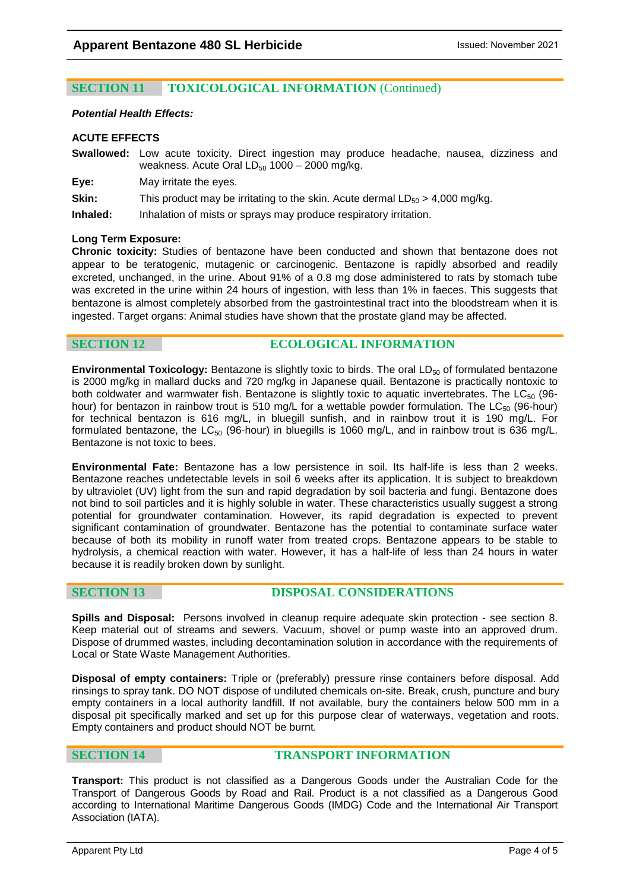## SECTION 11 TOXICOLOGICAL INFORMATION (Continued)

***Potential Health Effects:***

**ACUTE EFFECTS**

**Swallowed:** Low acute toxicity. Direct ingestion may produce headache, nausea, dizziness and weakness. Acute Oral $LD_{50}$ 1000 – 2000 mg/kg.

**Eye:** May irritate the eyes.

**Skin:** This product may be irritating to the skin. Acute dermal $LD_{50}$ > 4,000 mg/kg.

**Inhaled:** Inhalation of mists or sprays may produce respiratory irritation.

**Long Term Exposure:**

**Chronic toxicity:** Studies of bentazone have been conducted and shown that bentazone does not appear to be teratogenic, mutagenic or carcinogenic. Bentazone is rapidly absorbed and readily excreted, unchanged, in the urine. About 91% of a 0.8 mg dose administered to rats by stomach tube was excreted in the urine within 24 hours of ingestion, with less than 1% in faeces. This suggests that bentazone is almost completely absorbed from the gastrointestinal tract into the bloodstream when it is ingested. Target organs: Animal studies have shown that the prostate gland may be affected.

## SECTION 12 ECOLOGICAL INFORMATION

**Environmental Toxicology:** Bentazone is slightly toxic to birds. The oral $LD_{50}$ of formulated bentazone is 2000 mg/kg in mallard ducks and 720 mg/kg in Japanese quail. Bentazone is practically nontoxic to both coldwater and warmwater fish. Bentazone is slightly toxic to aquatic invertebrates. The $LC_{50}$ (96-hour) for bentazon in rainbow trout is 510 mg/L for a wettable powder formulation. The $LC_{50}$ (96-hour) for technical bentazon is 616 mg/L, in bluegill sunfish, and in rainbow trout it is 190 mg/L. For formulated bentazone, the $LC_{50}$ (96-hour) in bluegills is 1060 mg/L, and in rainbow trout is 636 mg/L. Bentazone is not toxic to bees.

**Environmental Fate:** Bentazone has a low persistence in soil. Its half-life is less than 2 weeks. Bentazone reaches undetectable levels in soil 6 weeks after its application. It is subject to breakdown by ultraviolet (UV) light from the sun and rapid degradation by soil bacteria and fungi. Bentazone does not bind to soil particles and it is highly soluble in water. These characteristics usually suggest a strong potential for groundwater contamination. However, its rapid degradation is expected to prevent significant contamination of groundwater. Bentazone has the potential to contaminate surface water because of both its mobility in runoff water from treated crops. Bentazone appears to be stable to hydrolysis, a chemical reaction with water. However, it has a half-life of less than 24 hours in water because it is readily broken down by sunlight.

## SECTION 13 DISPOSAL CONSIDERATIONS

**Spills and Disposal:** Persons involved in cleanup require adequate skin protection - see section 8. Keep material out of streams and sewers. Vacuum, shovel or pump waste into an approved drum. Dispose of drummed wastes, including decontamination solution in accordance with the requirements of Local or State Waste Management Authorities.

**Disposal of empty containers:** Triple or (preferably) pressure rinse containers before disposal. Add rinsings to spray tank. DO NOT dispose of undiluted chemicals on-site. Break, crush, puncture and bury empty containers in a local authority landfill. If not available, bury the containers below 500 mm in a disposal pit specifically marked and set up for this purpose clear of waterways, vegetation and roots. Empty containers and product should NOT be burnt.

## SECTION 14 TRANSPORT INFORMATION

**Transport:** This product is not classified as a Dangerous Goods under the Australian Code for the Transport of Dangerous Goods by Road and Rail. Product is a not classified as a Dangerous Good according to International Maritime Dangerous Goods (IMDG) Code and the International Air Transport Association (IATA).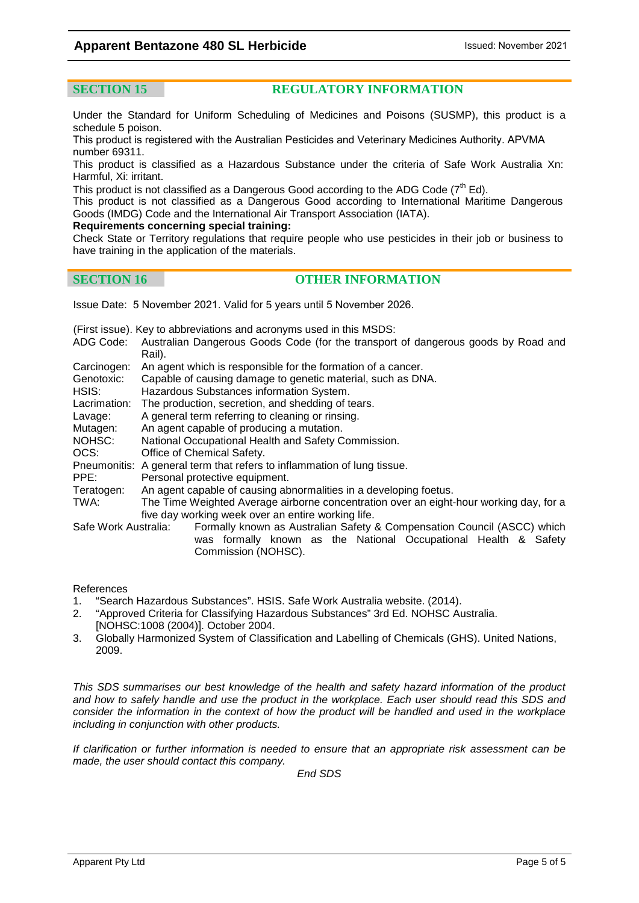## SECTION 15 REGULATORY INFORMATION

Under the Standard for Uniform Scheduling of Medicines and Poisons (SUSMP), this product is a schedule 5 poison.

This product is registered with the Australian Pesticides and Veterinary Medicines Authority. APVMA number 69311.

This product is classified as a Hazardous Substance under the criteria of Safe Work Australia Xn: Harmful, Xi: irritant.

This product is not classified as a Dangerous Good according to the ADG Code (7th Ed).

This product is not classified as a Dangerous Good according to International Maritime Dangerous Goods (IMDG) Code and the International Air Transport Association (IATA).

**Requirements concerning special training:**

Check State or Territory regulations that require people who use pesticides in their job or business to have training in the application of the materials.

## SECTION 16 OTHER INFORMATION

Issue Date: 5 November 2021. Valid for 5 years until 5 November 2026.

(First issue). Key to abbreviations and acronyms used in this MSDS:

| | |
|---|---|
| ADG Code: | Australian Dangerous Goods Code (for the transport of dangerous goods by Road and Rail). |
| Carcinogen: | An agent which is responsible for the formation of a cancer. |
| Genotoxic: | Capable of causing damage to genetic material, such as DNA. |
| HSIS: | Hazardous Substances information System. |
| Lacrimation: | The production, secretion, and shedding of tears. |
| Lavage: | A general term referring to cleaning or rinsing. |
| Mutagen: | An agent capable of producing a mutation. |
| NOHSC: | National Occupational Health and Safety Commission. |
| OCS: | Office of Chemical Safety. |
| Pneumonitis: | A general term that refers to inflammation of lung tissue. |
| PPE: | Personal protective equipment. |
| Teratogen: | An agent capable of causing abnormalities in a developing foetus. |
| TWA: | The Time Weighted Average airborne concentration over an eight-hour working day, for a five day working week over an entire working life. |
| Safe Work Australia: | Formally known as Australian Safety & Compensation Council (ASCC) which was formally known as the National Occupational Health & Safety Commission (NOHSC). |

References

1. "Search Hazardous Substances". HSIS. Safe Work Australia website. (2014).
2. "Approved Criteria for Classifying Hazardous Substances" 3rd Ed. NOHSC Australia. [NOHSC:1008 (2004)]. October 2004.
3. Globally Harmonized System of Classification and Labelling of Chemicals (GHS). United Nations, 2009.

*This SDS summarises our best knowledge of the health and safety hazard information of the product and how to safely handle and use the product in the workplace. Each user should read this SDS and consider the information in the context of how the product will be handled and used in the workplace including in conjunction with other products.*

*If clarification or further information is needed to ensure that an appropriate risk assessment can be made, the user should contact this company.*

*End SDS*